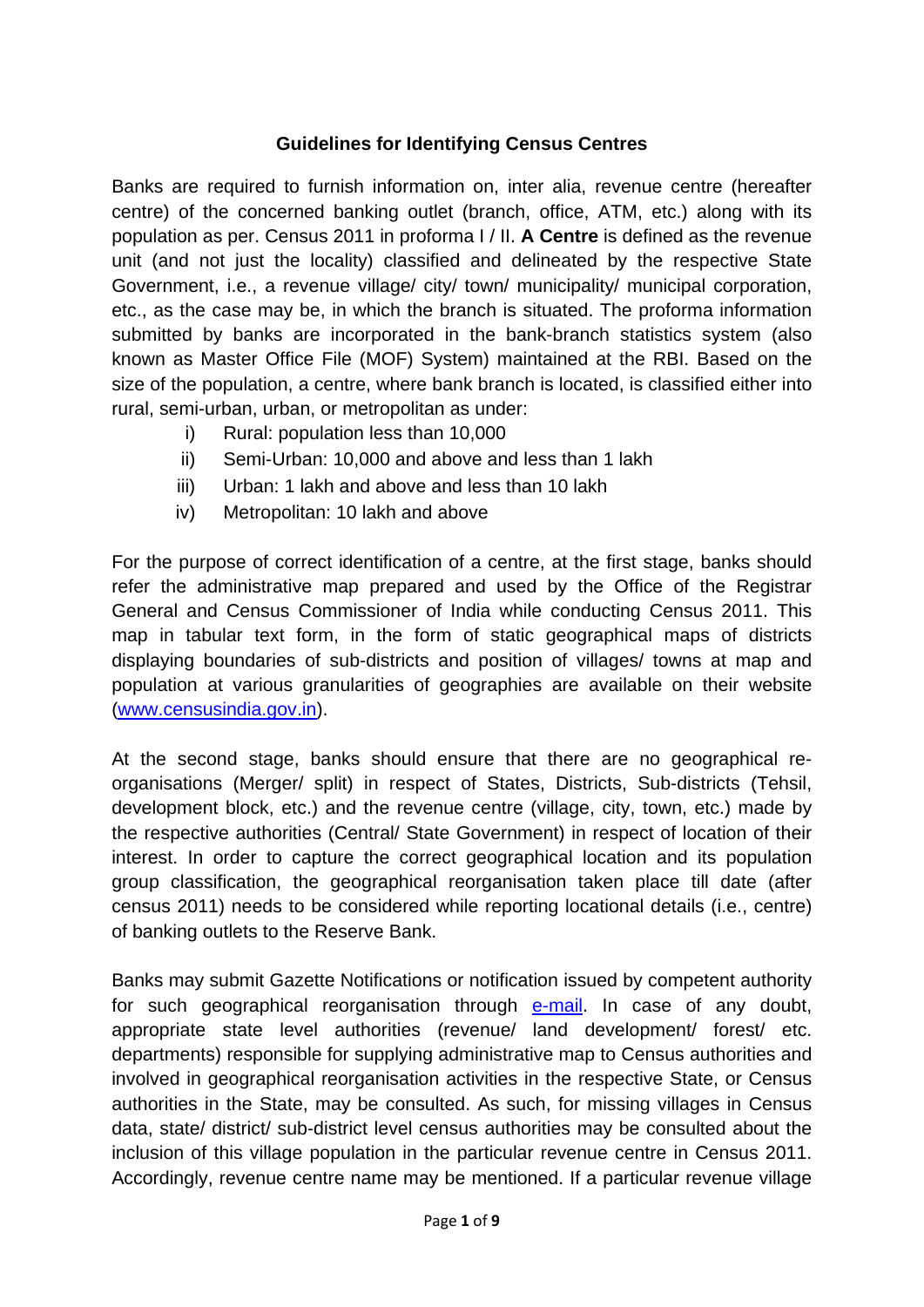## Guidelines for Identifying Census Centres

Banks are required to furnish information on, inter alia, revenue centre (hereafter centre) of the concerned banking outlet (branch, office, ATM, etc.) along with its population as per. Census 2011 in proforma I / II. **A Centre** is defined as the revenue unit (and not just the locality) classified and delineated by the respective State Government, i.e., a revenue village/ city/ town/ municipality/ municipal corporation, etc., as the case may be, in which the branch is situated. The proforma information submitted by banks are incorporated in the bank-branch statistics system (also known as Master Office File (MOF) System) maintained at the RBI. Based on the size of the population, a centre, where bank branch is located, is classified either into rural, semi-urban, urban, or metropolitan as under:

i) Rural: population less than 10,000
ii) Semi-Urban: 10,000 and above and less than 1 lakh
iii) Urban: 1 lakh and above and less than 10 lakh
iv) Metropolitan: 10 lakh and above

For the purpose of correct identification of a centre, at the first stage, banks should refer the administrative map prepared and used by the Office of the Registrar General and Census Commissioner of India while conducting Census 2011. This map in tabular text form, in the form of static geographical maps of districts displaying boundaries of sub-districts and position of villages/ towns at map and population at various granularities of geographies are available on their website ([www.censusindia.gov.in](www.censusindia.gov.in)).

At the second stage, banks should ensure that there are no geographical re-organisations (Merger/ split) in respect of States, Districts, Sub-districts (Tehsil, development block, etc.) and the revenue centre (village, city, town, etc.) made by the respective authorities (Central/ State Government) in respect of location of their interest. In order to capture the correct geographical location and its population group classification, the geographical reorganisation taken place till date (after census 2011) needs to be considered while reporting locational details (i.e., centre) of banking outlets to the Reserve Bank.

Banks may submit Gazette Notifications or notification issued by competent authority for such geographical reorganisation through e-mail. In case of any doubt, appropriate state level authorities (revenue/ land development/ forest/ etc. departments) responsible for supplying administrative map to Census authorities and involved in geographical reorganisation activities in the respective State, or Census authorities in the State, may be consulted. As such, for missing villages in Census data, state/ district/ sub-district level census authorities may be consulted about the inclusion of this village population in the particular revenue centre in Census 2011. Accordingly, revenue centre name may be mentioned. If a particular revenue village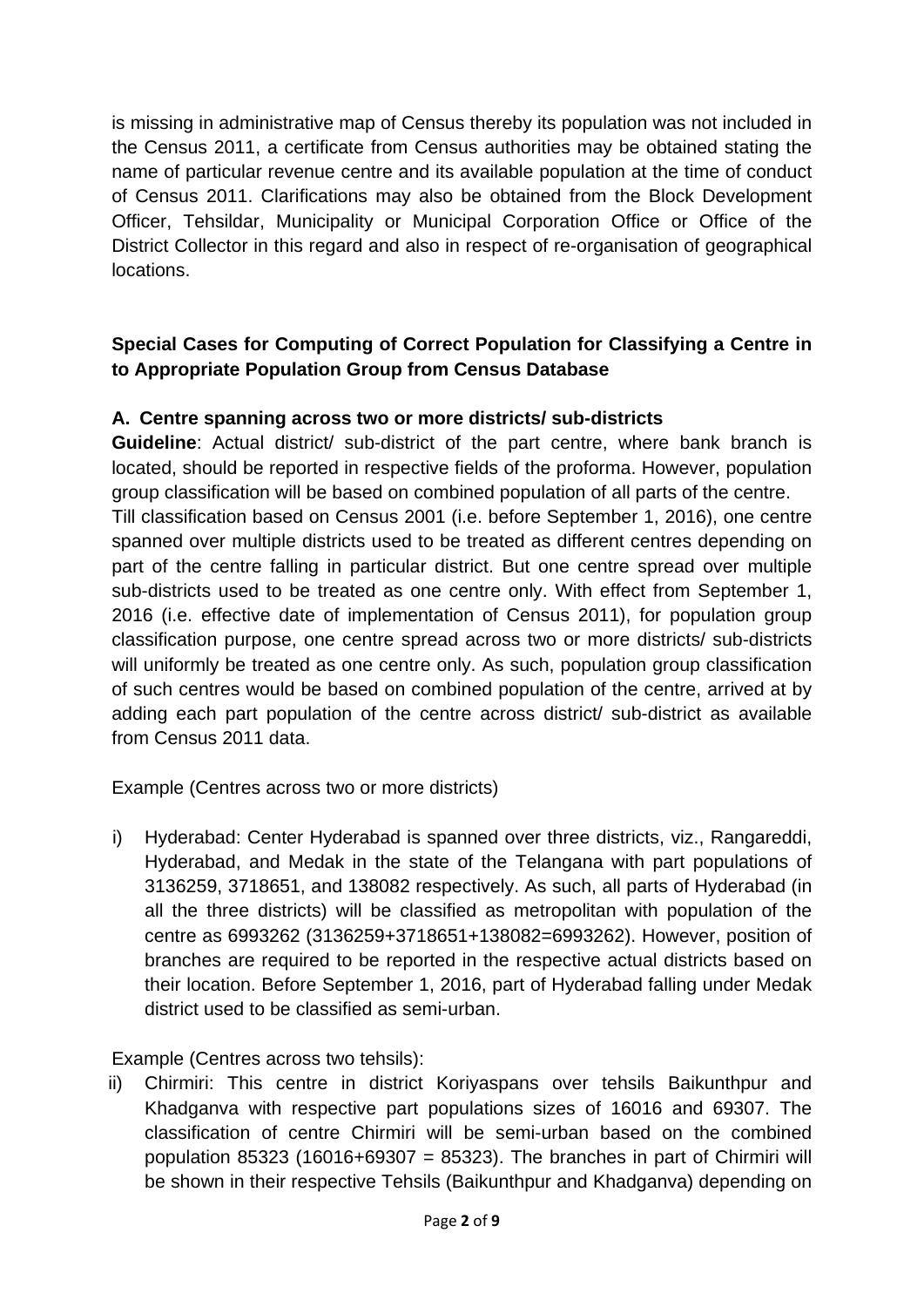is missing in administrative map of Census thereby its population was not included in the Census 2011, a certificate from Census authorities may be obtained stating the name of particular revenue centre and its available population at the time of conduct of Census 2011. Clarifications may also be obtained from the Block Development Officer, Tehsildar, Municipality or Municipal Corporation Office or Office of the District Collector in this regard and also in respect of re-organisation of geographical locations.

**Special Cases for Computing of Correct Population for Classifying a Centre in to Appropriate Population Group from Census Database**

**A. Centre spanning across two or more districts/ sub-districts**

**Guideline**: Actual district/ sub-district of the part centre, where bank branch is located, should be reported in respective fields of the proforma. However, population group classification will be based on combined population of all parts of the centre.

Till classification based on Census 2001 (i.e. before September 1, 2016), one centre spanned over multiple districts used to be treated as different centres depending on part of the centre falling in particular district. But one centre spread over multiple sub-districts used to be treated as one centre only. With effect from September 1, 2016 (i.e. effective date of implementation of Census 2011), for population group classification purpose, one centre spread across two or more districts/ sub-districts will uniformly be treated as one centre only. As such, population group classification of such centres would be based on combined population of the centre, arrived at by adding each part population of the centre across district/ sub-district as available from Census 2011 data.

Example (Centres across two or more districts)

i) Hyderabad: Center Hyderabad is spanned over three districts, viz., Rangareddi, Hyderabad, and Medak in the state of the Telangana with part populations of 3136259, 3718651, and 138082 respectively. As such, all parts of Hyderabad (in all the three districts) will be classified as metropolitan with population of the centre as 6993262 (3136259+3718651+138082=6993262). However, position of branches are required to be reported in the respective actual districts based on their location. Before September 1, 2016, part of Hyderabad falling under Medak district used to be classified as semi-urban.

Example (Centres across two tehsils):

ii) Chirmiri: This centre in district Koriyaspans over tehsils Baikunthpur and Khadganva with respective part populations sizes of 16016 and 69307. The classification of centre Chirmiri will be semi-urban based on the combined population 85323 (16016+69307 = 85323). The branches in part of Chirmiri will be shown in their respective Tehsils (Baikunthpur and Khadganva) depending on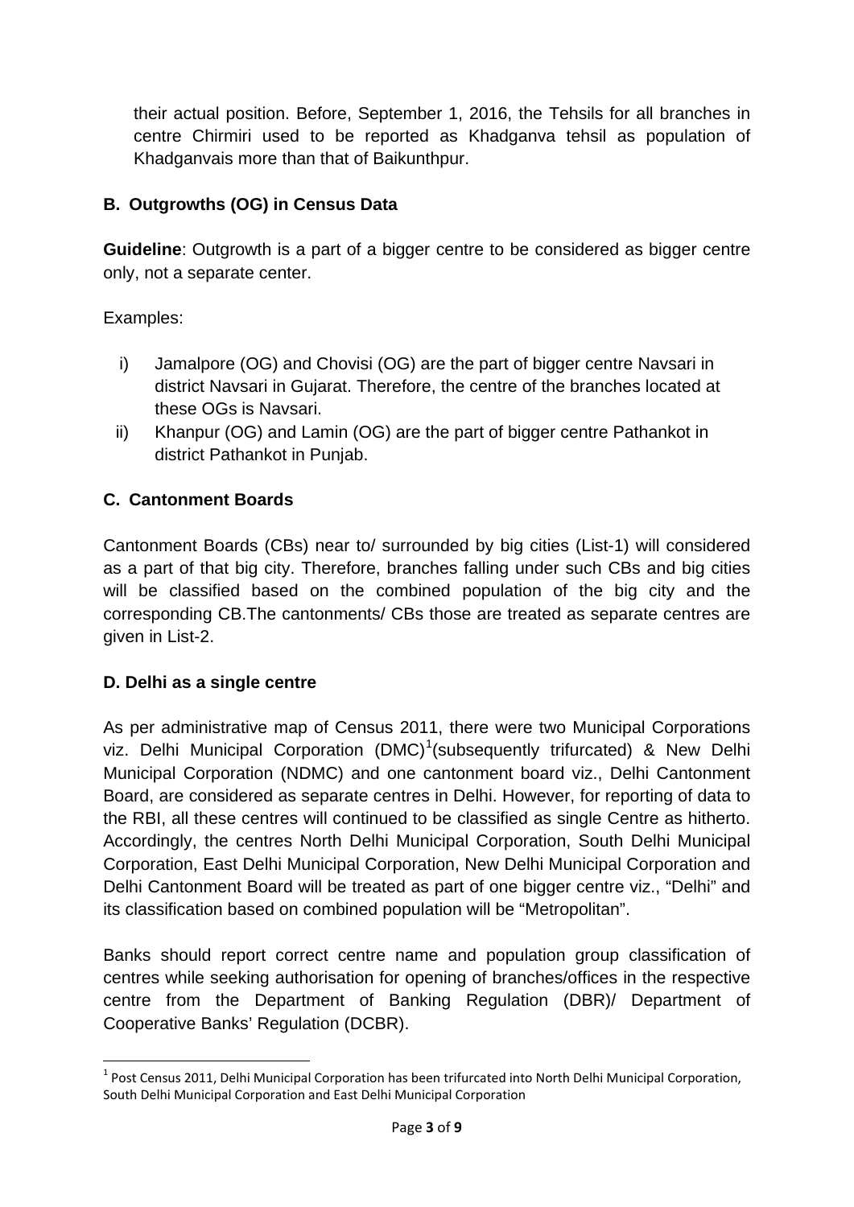their actual position. Before, September 1, 2016, the Tehsils for all branches in centre Chirmiri used to be reported as Khadganva tehsil as population of Khadganvais more than that of Baikunthpur.

### B. Outgrowths (OG) in Census Data

**Guideline**: Outgrowth is a part of a bigger centre to be considered as bigger centre only, not a separate center.

Examples:

i) Jamalpore (OG) and Chovisi (OG) are the part of bigger centre Navsari in district Navsari in Gujarat. Therefore, the centre of the branches located at these OGs is Navsari.

ii) Khanpur (OG) and Lamin (OG) are the part of bigger centre Pathankot in district Pathankot in Punjab.

### C. Cantonment Boards

Cantonment Boards (CBs) near to/ surrounded by big cities (List-1) will considered as a part of that big city. Therefore, branches falling under such CBs and big cities will be classified based on the combined population of the big city and the corresponding CB.The cantonments/ CBs those are treated as separate centres are given in List-2.

### D. Delhi as a single centre

As per administrative map of Census 2011, there were two Municipal Corporations viz. Delhi Municipal Corporation (DMC)[1](subsequently trifurcated) & New Delhi Municipal Corporation (NDMC) and one cantonment board viz., Delhi Cantonment Board, are considered as separate centres in Delhi. However, for reporting of data to the RBI, all these centres will continued to be classified as single Centre as hitherto. Accordingly, the centres North Delhi Municipal Corporation, South Delhi Municipal Corporation, East Delhi Municipal Corporation, New Delhi Municipal Corporation and Delhi Cantonment Board will be treated as part of one bigger centre viz., "Delhi" and its classification based on combined population will be "Metropolitan".

Banks should report correct centre name and population group classification of centres while seeking authorisation for opening of branches/offices in the respective centre from the Department of Banking Regulation (DBR)/ Department of Cooperative Banks' Regulation (DCBR).

---

[1] Post Census 2011, Delhi Municipal Corporation has been trifurcated into North Delhi Municipal Corporation, South Delhi Municipal Corporation and East Delhi Municipal Corporation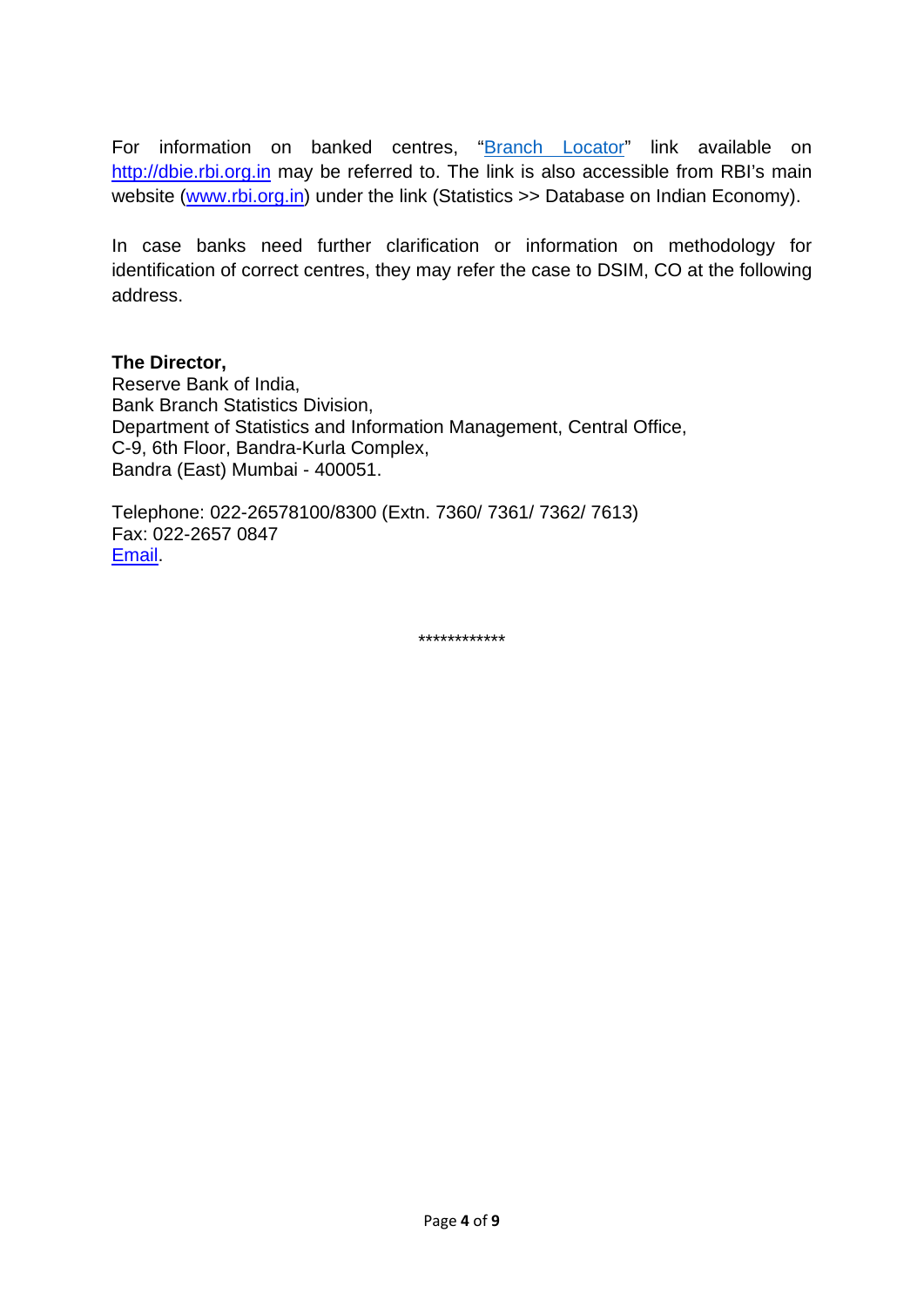For information on banked centres, "Branch Locator" link available on http://dbie.rbi.org.in may be referred to. The link is also accessible from RBI's main website (www.rbi.org.in) under the link (Statistics >> Database on Indian Economy).

In case banks need further clarification or information on methodology for identification of correct centres, they may refer the case to DSIM, CO at the following address.

**The Director,**
Reserve Bank of India,
Bank Branch Statistics Division,
Department of Statistics and Information Management, Central Office,
C-9, 6th Floor, Bandra-Kurla Complex,
Bandra (East) Mumbai - 400051.

Telephone: 022-26578100/8300 (Extn. 7360/ 7361/ 7362/ 7613)
Fax: 022-2657 0847
Email.

************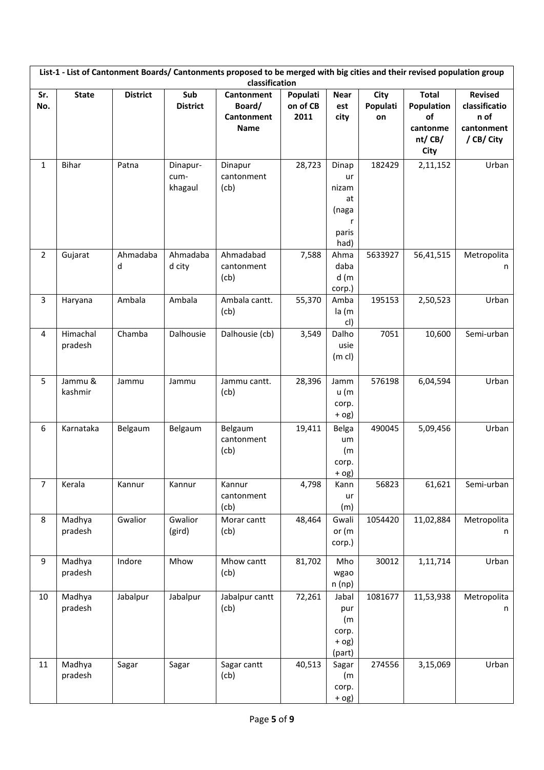| List-1 - List of Cantonment Boards/ Cantonments proposed to be merged with big cities and their revised population group classification | | | | | | | | | |
|---|---|---|---|---|---|---|---|---|---|
| **Sr. No.** | **State** | **District** | **Sub District** | **Cantonment Board/ Cantonment Name** | **Population of CB 2011** | **Nearest city** | **City Population** | **Total Population of cantonment/ CB/ City** | **Revised classification of cantonment / CB/ City** |
| 1 | Bihar | Patna | Dinapur-cum-khagaul | Dinapur cantonment (cb) | 28,723 | Dinapur nizamat (nagar parishad) | 182429 | 2,11,152 | Urban |
| 2 | Gujarat | Ahmadabad | Ahmadabad city | Ahmadabad cantonment (cb) | 7,588 | Ahmadabad (m corp.) | 5633927 | 56,41,515 | Metropolitan |
| 3 | Haryana | Ambala | Ambala | Ambala cantt. (cb) | 55,370 | Ambala (m cl) | 195153 | 2,50,523 | Urban |
| 4 | Himachal pradesh | Chamba | Dalhousie | Dalhousie (cb) | 3,549 | Dalhousie (m cl) | 7051 | 10,600 | Semi-urban |
| 5 | Jammu & kashmir | Jammu | Jammu | Jammu cantt. (cb) | 28,396 | Jammu (m corp. + og) | 576198 | 6,04,594 | Urban |
| 6 | Karnataka | Belgaum | Belgaum | Belgaum cantonment (cb) | 19,411 | Belgaum (m corp. + og) | 490045 | 5,09,456 | Urban |
| 7 | Kerala | Kannur | Kannur | Kannur cantonment (cb) | 4,798 | Kannur (m) | 56823 | 61,621 | Semi-urban |
| 8 | Madhya pradesh | Gwalior | Gwalior (gird) | Morar cantt (cb) | 48,464 | Gwalior (m corp.) | 1054420 | 11,02,884 | Metropolitan |
| 9 | Madhya pradesh | Indore | Mhow | Mhow cantt (cb) | 81,702 | Mhowgaon (np) | 30012 | 1,11,714 | Urban |
| 10 | Madhya pradesh | Jabalpur | Jabalpur | Jabalpur cantt (cb) | 72,261 | Jabalpur (m corp. + og) (part) | 1081677 | 11,53,938 | Metropolitan |
| 11 | Madhya pradesh | Sagar | Sagar | Sagar cantt (cb) | 40,513 | Sagar (m corp. + og) | 274556 | 3,15,069 | Urban |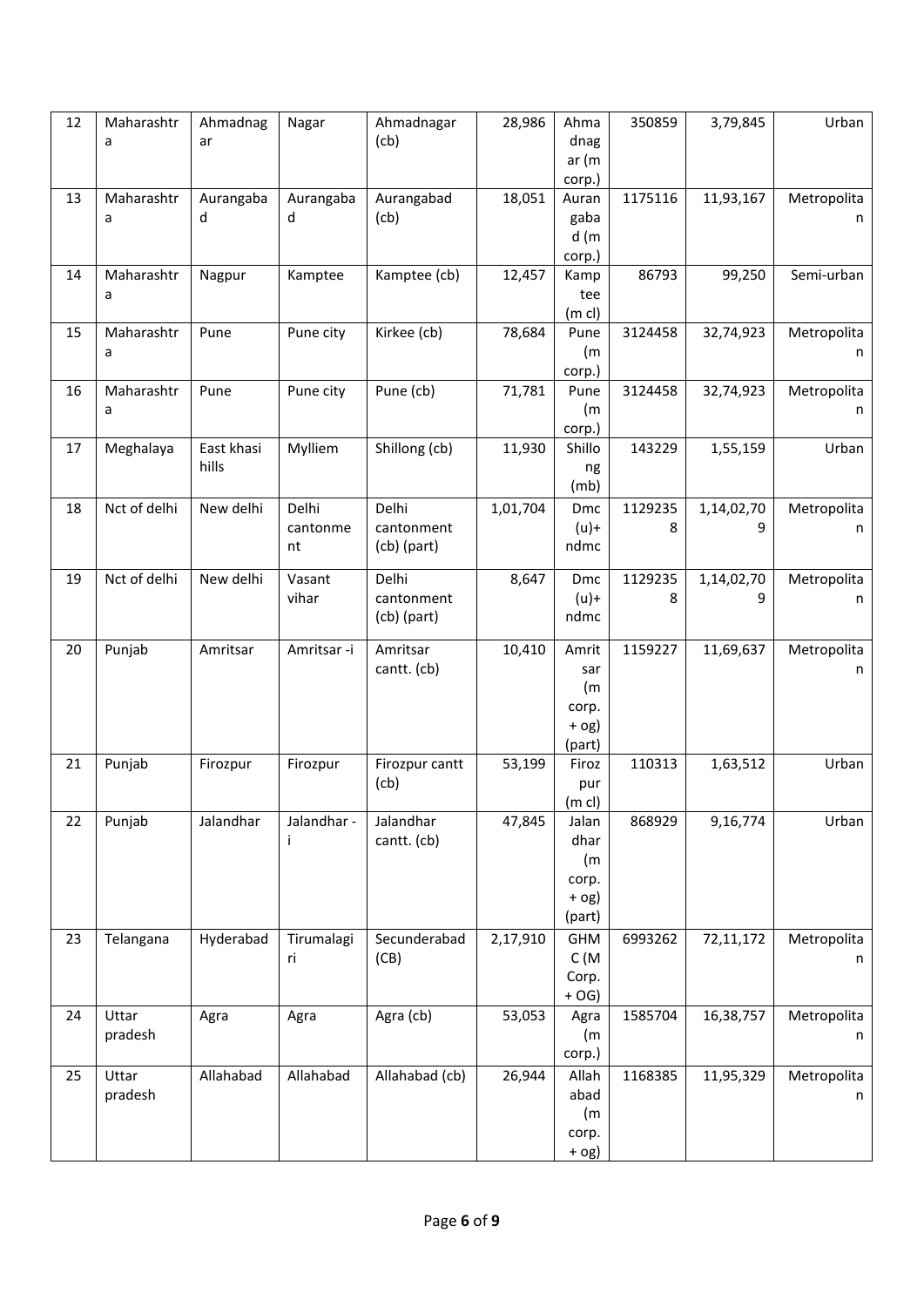| 12 | Maharashtra | Ahmadnagar | Nagar | Ahmadnagar (cb) | 28,986 | Ahmadnagar (m corp.) | 350859 | 3,79,845 | Urban |
|---|---|---|---|---|---|---|---|---|---|
| 13 | Maharashtra | Aurangabad | Aurangabad | Aurangabad (cb) | 18,051 | Aurangabad (m corp.) | 1175116 | 11,93,167 | Metropolitan |
| 14 | Maharashtra | Nagpur | Kamptee | Kamptee (cb) | 12,457 | Kamptee (m cl) | 86793 | 99,250 | Semi-urban |
| 15 | Maharashtra | Pune | Pune city | Kirkee (cb) | 78,684 | Pune (m corp.) | 3124458 | 32,74,923 | Metropolitan |
| 16 | Maharashtra | Pune | Pune city | Pune (cb) | 71,781 | Pune (m corp.) | 3124458 | 32,74,923 | Metropolitan |
| 17 | Meghalaya | East khasi hills | Mylliem | Shillong (cb) | 11,930 | Shillong (mb) | 143229 | 1,55,159 | Urban |
| 18 | Nct of delhi | New delhi | Delhi cantonment | Delhi cantonment (cb) (part) | 1,01,704 | Dmc (u)+ ndmc | 11292358 | 1,14,02,709 | Metropolitan |
| 19 | Nct of delhi | New delhi | Vasant vihar | Delhi cantonment (cb) (part) | 8,647 | Dmc (u)+ ndmc | 11292358 | 1,14,02,709 | Metropolitan |
| 20 | Punjab | Amritsar | Amritsar -i | Amritsar cantt. (cb) | 10,410 | Amritsar (m corp. + og) (part) | 1159227 | 11,69,637 | Metropolitan |
| 21 | Punjab | Firozpur | Firozpur | Firozpur cantt (cb) | 53,199 | Firozpur (m cl) | 110313 | 1,63,512 | Urban |
| 22 | Punjab | Jalandhar | Jalandhar - i | Jalandhar cantt. (cb) | 47,845 | Jalandhar (m corp. + og) (part) | 868929 | 9,16,774 | Urban |
| 23 | Telangana | Hyderabad | Tirumalagiri | Secunderabad (CB) | 2,17,910 | GHMC (M Corp. + OG) | 6993262 | 72,11,172 | Metropolitan |
| 24 | Uttar pradesh | Agra | Agra | Agra (cb) | 53,053 | Agra (m corp.) | 1585704 | 16,38,757 | Metropolitan |
| 25 | Uttar pradesh | Allahabad | Allahabad | Allahabad (cb) | 26,944 | Allahabad (m corp. + og) | 1168385 | 11,95,329 | Metropolitan |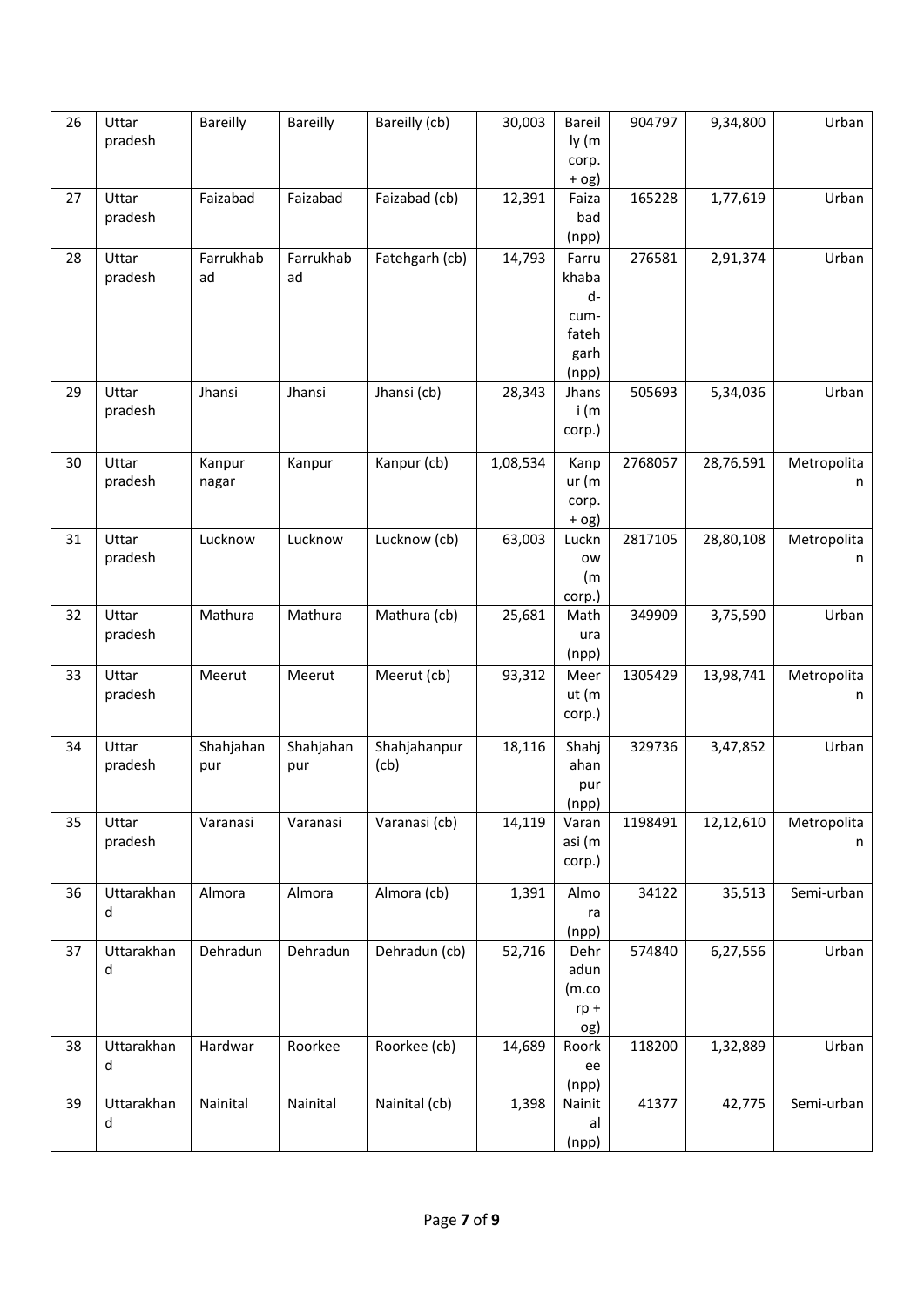| 26 | Uttar pradesh | Bareilly | Bareilly | Bareilly (cb) | 30,003 | Bareilly (m corp. + og) | 904797 | 9,34,800 | Urban |
|---|---|---|---|---|---|---|---|---|---|
| 27 | Uttar pradesh | Faizabad | Faizabad | Faizabad (cb) | 12,391 | Faizabad (npp) | 165228 | 1,77,619 | Urban |
| 28 | Uttar pradesh | Farrukhabad | Farrukhabad | Fatehgarh (cb) | 14,793 | Farrukhabad-cum-fatehgarh (npp) | 276581 | 2,91,374 | Urban |
| 29 | Uttar pradesh | Jhansi | Jhansi | Jhansi (cb) | 28,343 | Jhansi (m corp.) | 505693 | 5,34,036 | Urban |
| 30 | Uttar pradesh | Kanpur nagar | Kanpur | Kanpur (cb) | 1,08,534 | Kanpur (m corp. + og) | 2768057 | 28,76,591 | Metropolitan |
| 31 | Uttar pradesh | Lucknow | Lucknow | Lucknow (cb) | 63,003 | Lucknow (m corp.) | 2817105 | 28,80,108 | Metropolitan |
| 32 | Uttar pradesh | Mathura | Mathura | Mathura (cb) | 25,681 | Mathura (npp) | 349909 | 3,75,590 | Urban |
| 33 | Uttar pradesh | Meerut | Meerut | Meerut (cb) | 93,312 | Meerut (m corp.) | 1305429 | 13,98,741 | Metropolitan |
| 34 | Uttar pradesh | Shahjahanpur | Shahjahanpur | Shahjahanpur (cb) | 18,116 | Shahjahanpur (npp) | 329736 | 3,47,852 | Urban |
| 35 | Uttar pradesh | Varanasi | Varanasi | Varanasi (cb) | 14,119 | Varanasi (m corp.) | 1198491 | 12,12,610 | Metropolitan |
| 36 | Uttarakhand | Almora | Almora | Almora (cb) | 1,391 | Almora (npp) | 34122 | 35,513 | Semi-urban |
| 37 | Uttarakhand | Dehradun | Dehradun | Dehradun (cb) | 52,716 | Dehradun (m.corp + og) | 574840 | 6,27,556 | Urban |
| 38 | Uttarakhand | Hardwar | Roorkee | Roorkee (cb) | 14,689 | Roorkee (npp) | 118200 | 1,32,889 | Urban |
| 39 | Uttarakhand | Nainital | Nainital | Nainital (cb) | 1,398 | Nainital (npp) | 41377 | 42,775 | Semi-urban |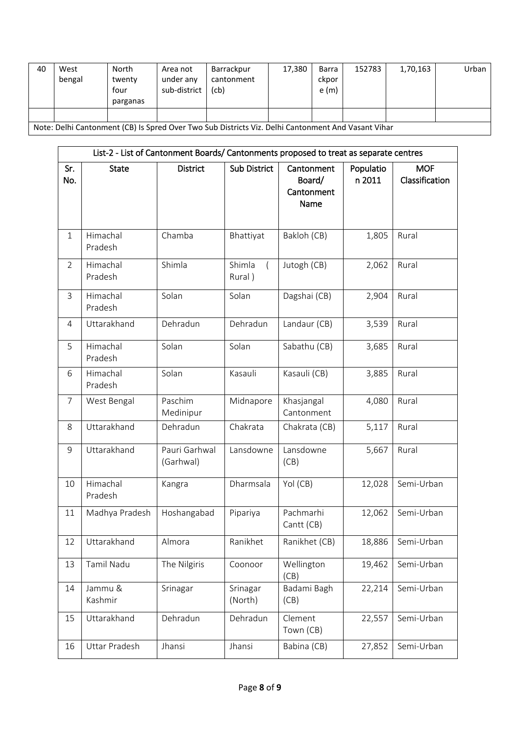| 40 | West bengal | North twenty four parganas | Area not under any sub-district | Barrackpur cantonment (cb) | 17,380 | Barrackpore (m) | 152783 | 1,70,163 | Urban |
|---|---|---|---|---|---|---|---|---|---|
| | | | | | | | | | |

Note: Delhi Cantonment (CB) Is Spred Over Two Sub Districts Viz. Delhi Cantonment And Vasant Vihar

List-2 - List of Cantonment Boards/ Cantonments proposed to treat as separate centres

| Sr. No. | State | District | Sub District | Cantonment Board/ Cantonment Name | Population 2011 | MOF Classification |
|---|---|---|---|---|---|---|
| 1 | Himachal Pradesh | Chamba | Bhattiyat | Bakloh (CB) | 1,805 | Rural |
| 2 | Himachal Pradesh | Shimla | Shimla ( Rural ) | Jutogh (CB) | 2,062 | Rural |
| 3 | Himachal Pradesh | Solan | Solan | Dagshai (CB) | 2,904 | Rural |
| 4 | Uttarakhand | Dehradun | Dehradun | Landaur (CB) | 3,539 | Rural |
| 5 | Himachal Pradesh | Solan | Solan | Sabathu (CB) | 3,685 | Rural |
| 6 | Himachal Pradesh | Solan | Kasauli | Kasauli (CB) | 3,885 | Rural |
| 7 | West Bengal | Paschim Medinipur | Midnapore | Khasjangal Cantonment | 4,080 | Rural |
| 8 | Uttarakhand | Dehradun | Chakrata | Chakrata (CB) | 5,117 | Rural |
| 9 | Uttarakhand | Pauri Garhwal (Garhwal) | Lansdowne | Lansdowne (CB) | 5,667 | Rural |
| 10 | Himachal Pradesh | Kangra | Dharmsala | Yol (CB) | 12,028 | Semi-Urban |
| 11 | Madhya Pradesh | Hoshangabad | Pipariya | Pachmarhi Cantt (CB) | 12,062 | Semi-Urban |
| 12 | Uttarakhand | Almora | Ranikhet | Ranikhet (CB) | 18,886 | Semi-Urban |
| 13 | Tamil Nadu | The Nilgiris | Coonoor | Wellington (CB) | 19,462 | Semi-Urban |
| 14 | Jammu & Kashmir | Srinagar | Srinagar (North) | Badami Bagh (CB) | 22,214 | Semi-Urban |
| 15 | Uttarakhand | Dehradun | Dehradun | Clement Town (CB) | 22,557 | Semi-Urban |
| 16 | Uttar Pradesh | Jhansi | Jhansi | Babina (CB) | 27,852 | Semi-Urban |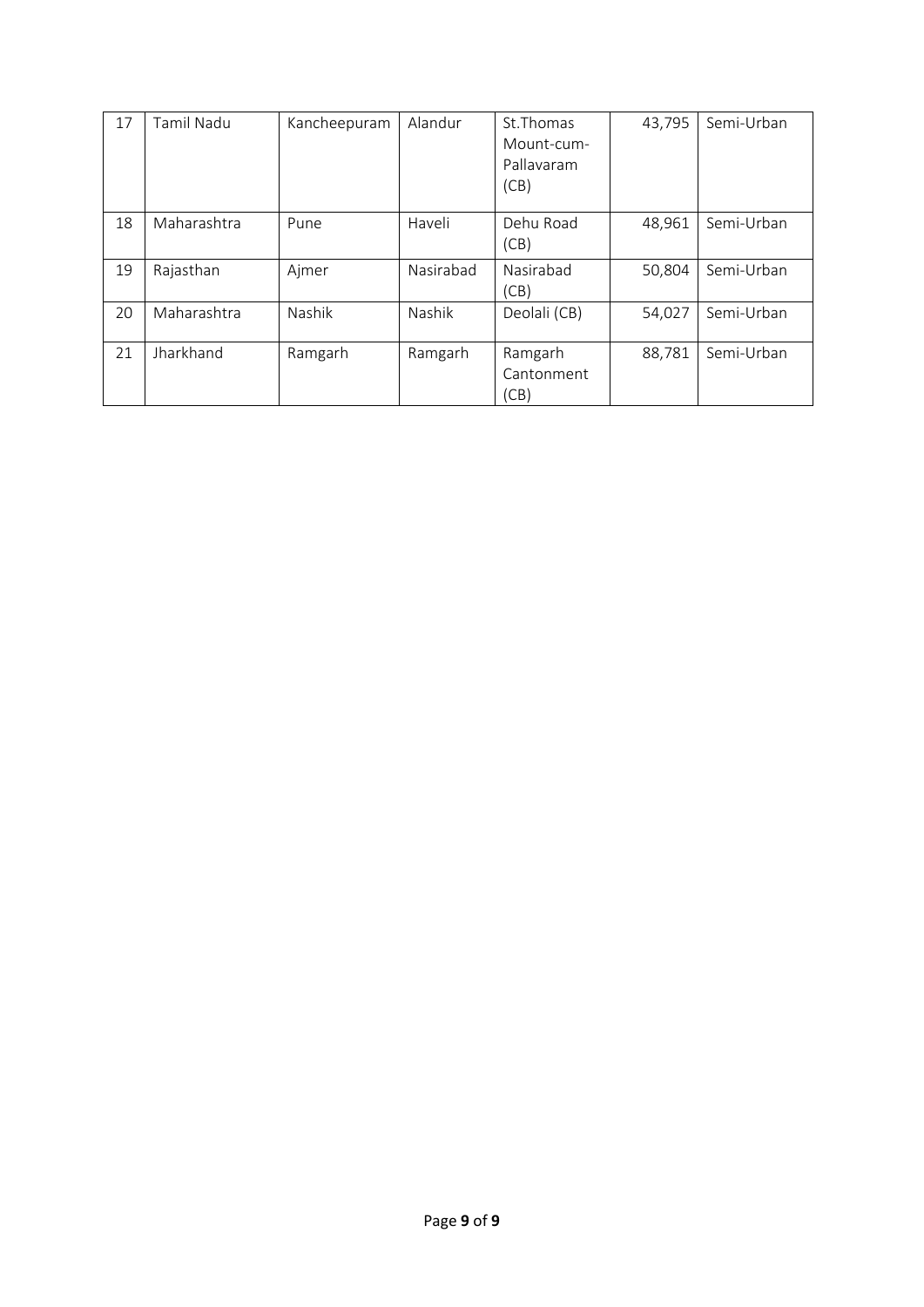| | | | | | | |
|---|---|---|---|---|---|---|
| 17 | Tamil Nadu | Kancheepuram | Alandur | St.Thomas Mount-cum-Pallavaram (CB) | 43,795 | Semi-Urban |
| 18 | Maharashtra | Pune | Haveli | Dehu Road (CB) | 48,961 | Semi-Urban |
| 19 | Rajasthan | Ajmer | Nasirabad | Nasirabad (CB) | 50,804 | Semi-Urban |
| 20 | Maharashtra | Nashik | Nashik | Deolali (CB) | 54,027 | Semi-Urban |
| 21 | Jharkhand | Ramgarh | Ramgarh | Ramgarh Cantonment (CB) | 88,781 | Semi-Urban |